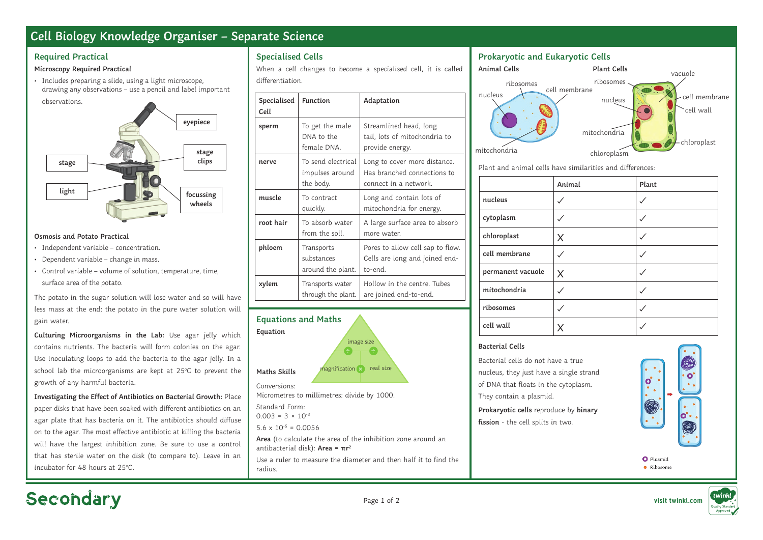# Cell Biology Knowledge Organiser – Separate Science

## Required Practical

### Microscopy Required Practical

- Includes preparing a slide, using a light microscope, drawing any observations – use a pencil and label important observations.

eyepiece

stage

stage clips

light

focussing wheels

### Osmosis and Potato Practical

- Independent variable – concentration.
- Dependent variable – change in mass.
- Control variable – volume of solution, temperature, time, surface area of the potato.

The potato in the sugar solution will lose water and so will have less mass at the end; the potato in the pure water solution will gain water.

**Culturing Microorganisms in the Lab:** Use agar jelly which contains nutrients. The bacteria will form colonies on the agar. Use inoculating loops to add the bacteria to the agar jelly. In a school lab the microorganisms are kept at 25°C to prevent the growth of any harmful bacteria.

**Investigating the Effect of Antibiotics on Bacterial Growth:** Place paper disks that have been soaked with different antibiotics on an agar plate that has bacteria on it. The antibiotics should diffuse on to the agar. The most effective antibiotic at killing the bacteria will have the largest inhibition zone. Be sure to use a control that has sterile water on the disk (to compare to). Leave in an incubator for 48 hours at 25°C.

## Specialised Cells

When a cell changes to become a specialised cell, it is called differentiation.

| Specialised Cell | Function | Adaptation |
|---|---|---|
| **sperm** | To get the male DNA to the female DNA. | Streamlined head, long tail, lots of mitochondria to provide energy. |
| **nerve** | To send electrical impulses around the body. | Long to cover more distance. Has branched connections to connect in a network. |
| **muscle** | To contract quickly. | Long and contain lots of mitochondria for energy. |
| **root hair** | To absorb water from the soil. | A large surface area to absorb more water. |
| **phloem** | Transports substances around the plant. | Pores to allow cell sap to flow. Cells are long and joined end-to-end. |
| **xylem** | Transports water through the plant. | Hollow in the centre. Tubes are joined end-to-end. |

## Equations and Maths

### Equation

image size ÷ ÷ magnification × real size

### Maths Skills

Conversions:
Micrometres to millimetres: divide by 1000.

Standard Form:
$0.003 = 3 \times 10^{-3}$

$5.6 \times 10^{-3} = 0.0056$

**Area** (to calculate the area of the inhibition zone around an antibacterial disk): **Area = $\pi r^2$**

Use a ruler to measure the diameter and then half it to find the radius.

## Prokaryotic and Eukaryotic Cells

**Animal Cells**: ribosomes, cell membrane, nucleus, mitochondria

**Plant Cells**: ribosomes, vacuole, cell membrane, nucleus, cell wall, mitochondria, chloroplast, chloroplasm

Plant and animal cells have similarities and differences:

| | Animal | Plant |
|---|---|---|
| **nucleus** | ✓ | ✓ |
| **cytoplasm** | ✓ | ✓ |
| **chloroplast** | X | ✓ |
| **cell membrane** | ✓ | ✓ |
| **permanent vacuole** | X | ✓ |
| **mitochondria** | ✓ | ✓ |
| **ribosomes** | ✓ | ✓ |
| **cell wall** | X | ✓ |

### Bacterial Cells

Bacterial cells do not have a true nucleus, they just have a single strand of DNA that floats in the cytoplasm. They contain a plasmid.

**Prokaryotic cells** reproduce by **binary fission** - the cell splits in two.

Plasmid
Ribosome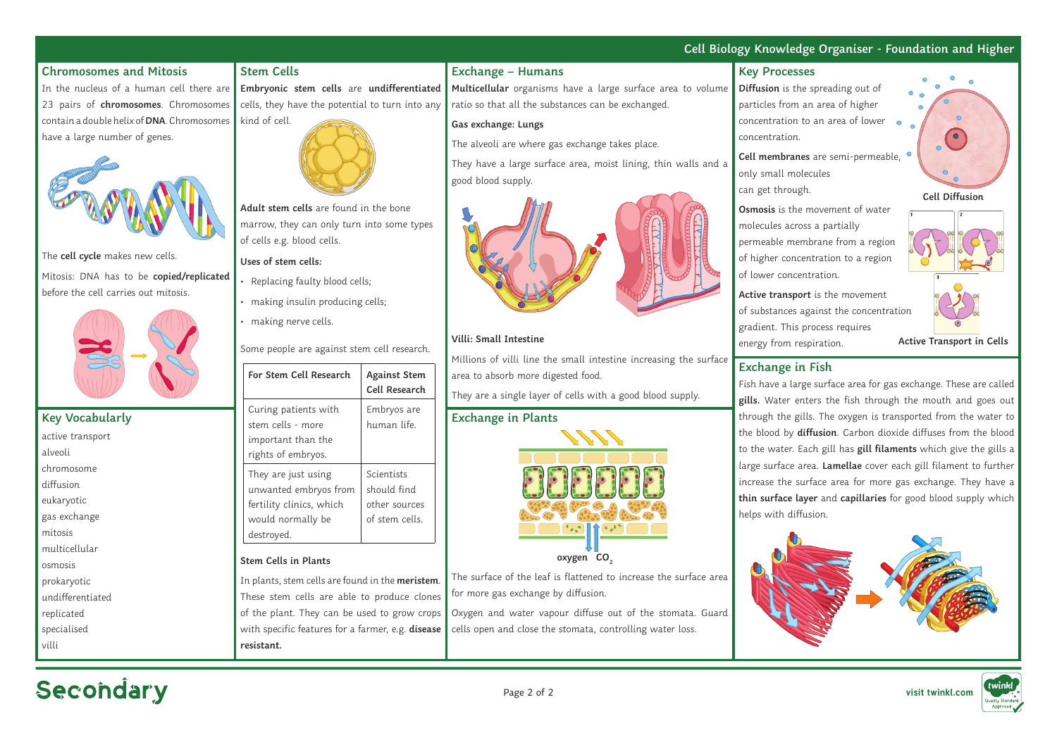# Cell Biology Knowledge Organiser - Foundation and Higher

## Chromosomes and Mitosis

In the nucleus of a human cell there are 23 pairs of **chromosomes**. Chromosomes contain a double helix of **DNA**. Chromosomes have a large number of genes.

The **cell cycle** makes new cells.

Mitosis: DNA has to be **copied/replicated** before the cell carries out mitosis.

## Key Vocabularly

active transport
alveoli
chromosome
diffusion
eukaryotic
gas exchange
mitosis
multicellular
osmosis
prokaryotic
undifferentiated
replicated
specialised
villi

## Stem Cells

**Embryonic stem cells** are **undifferentiated** cells, they have the potential to turn into any kind of cell.

**Adult stem cells** are found in the bone marrow, they can only turn into some types of cells e.g. blood cells.

**Uses of stem cells:**

- Replacing faulty blood cells;
- making insulin producing cells;
- making nerve cells.

Some people are against stem cell research.

| For Stem Cell Research | Against Stem Cell Research |
|---|---|
| Curing patients with stem cells - more important than the rights of embryos. | Embryos are human life. |
| They are just using unwanted embryos from fertility clinics, which would normally be destroyed. | Scientists should find other sources of stem cells. |

**Stem Cells in Plants**

In plants, stem cells are found in the **meristem**. These stem cells are able to produce clones of the plant. They can be used to grow crops with specific features for a farmer, e.g. **disease resistant.**

## Exchange – Humans

**Multicellular** organisms have a large surface area to volume ratio so that all the substances can be exchanged.

**Gas exchange: Lungs**

The alveoli are where gas exchange takes place.

They have a large surface area, moist lining, thin walls and a good blood supply.

**Villi: Small Intestine**

Millions of villi line the small intestine increasing the surface area to absorb more digested food.

They are a single layer of cells with a good blood supply.

## Exchange in Plants

oxygen $CO_2$

The surface of the leaf is flattened to increase the surface area for more gas exchange by diffusion.

Oxygen and water vapour diffuse out of the stomata. Guard cells open and close the stomata, controlling water loss.

## Key Processes

**Diffusion** is the spreading out of particles from an area of higher concentration to an area of lower concentration.

**Cell membranes** are semi-permeable, only small molecules can get through.

Cell Diffusion

**Osmosis** is the movement of water molecules across a partially permeable membrane from a region of higher concentration to a region of lower concentration.

**Active transport** is the movement of substances against the concentration gradient. This process requires energy from respiration.

Active Transport in Cells

## Exchange in Fish

Fish have a large surface area for gas exchange. These are called **gills.** Water enters the fish through the mouth and goes out through the gills. The oxygen is transported from the water to the blood by **diffusion**. Carbon dioxide diffuses from the blood to the water. Each gill has **gill filaments** which give the gills a large surface area. **Lamellae** cover each gill filament to further increase the surface area for more gas exchange. They have a **thin surface layer** and **capillaries** for good blood supply which helps with diffusion.